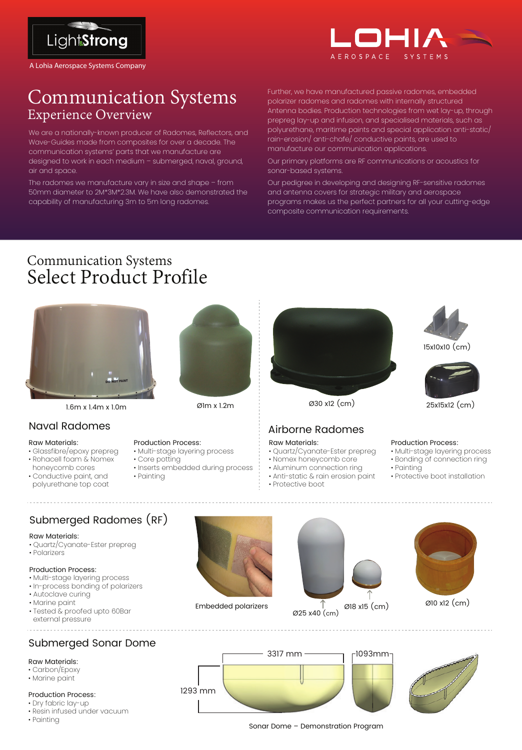LightStrong

A Lohia Aerospace Systems Company

LOHIA AEROSPACE SYSTEMS

# Communication Systems
## Experience Overview

We are a nationally-known producer of Radomes, Reflectors, and Wave-Guides made from composites for over a decade. The communication systems' parts that we manufacture are designed to work in each medium – submerged, naval, ground, air and space.

The radomes we manufacture vary in size and shape – from 50mm diameter to 2M*3M*2.3M. We have also demonstrated the capability of manufacturing 3m to 5m long radomes.

Further, we have manufactured passive radomes, embedded polarizer radomes and radomes with internally structured Antenna bodies. Production technologies from wet lay-up, through prepreg lay-up and infusion, and specialised materials, such as polyurethane, maritime paints and special application anti-static/ rain-erosion/ anti-chafe/ conductive paints, are used to manufacture our communication applications.

Our primary platforms are RF communications or acoustics for sonar-based systems.

Our pedigree in developing and designing RF-sensitive radomes and antenna covers for strategic military and aerospace programs makes us the perfect partners for all your cutting-edge composite communication requirements.

## Communication Systems
# Select Product Profile

1.6m x 1.4m x 1.0m

Ø1m x 1.2m

### Naval Radomes

Raw Materials:
- Glassfibre/epoxy prepreg
- Rohacell foam & Nomex honeycomb cores
- Conductive paint, and polyurethane top coat

Production Process:
- Multi-stage layering process
- Core potting
- Inserts embedded during process
- Painting

Ø30 x12 (cm)

15x10x10 (cm)

25x15x12 (cm)

### Airborne Radomes

Raw Materials:
- Quartz/Cyanate-Ester prepreg
- Nomex honeycomb core
- Aluminum connection ring
- Anti-static & rain erosion paint
- Protective boot

Production Process:
- Multi-stage layering process
- Bonding of connection ring
- Painting
- Protective boot installation

### Submerged Radomes (RF)

Raw Materials:
- Quartz/Cyanate-Ester prepreg
- Polarizers

Production Process:
- Multi-stage layering process
- In-process bonding of polarizers
- Autoclave curing
- Marine paint
- Tested & proofed upto 60Bar external pressure

Embedded polarizers

Ø25 x40 (cm)

Ø18 x15 (cm)

Ø10 x12 (cm)

### Submerged Sonar Dome

Raw Materials:
- Carbon/Epoxy
- Marine paint

Production Process:
- Dry fabric lay-up
- Resin infused under vacuum
- Painting

3317 mm

1093mm

1293 mm

Sonar Dome – Demonstration Program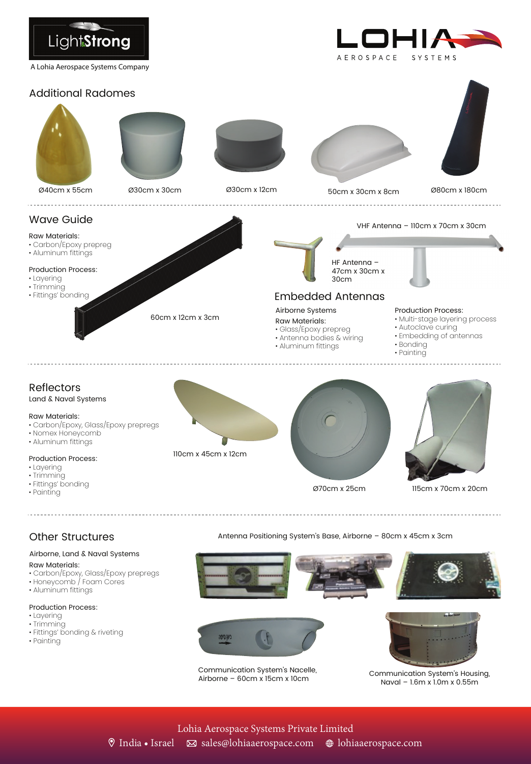LightStrong

A Lohia Aerospace Systems Company

LOHIA AEROSPACE SYSTEMS

## Additional Radomes

Ø40cm x 55cm

Ø30cm x 30cm

Ø30cm x 12cm

50cm x 30cm x 8cm

Ø80cm x 180cm

## Wave Guide

Raw Materials:
- Carbon/Epoxy prepreg
- Aluminum fittings

Production Process:
- Layering
- Trimming
- Fittings' bonding

60cm x 12cm x 3cm

VHF Antenna – 110cm x 70cm x 30cm

HF Antenna – 47cm x 30cm x 30cm

## Embedded Antennas

Airborne Systems

Raw Materials:
- Glass/Epoxy prepreg
- Antenna bodies & wiring
- Aluminum fittings

Production Process:
- Multi-stage layering process
- Autoclave curing
- Embedding of antennas
- Bonding
- Painting

## Reflectors

Land & Naval Systems

Raw Materials:
- Carbon/Epoxy, Glass/Epoxy prepregs
- Nomex Honeycomb
- Aluminum fittings

Production Process:
- Layering
- Trimming
- Fittings' bonding
- Painting

110cm x 45cm x 12cm

Ø70cm x 25cm

115cm x 70cm x 20cm

## Other Structures

Airborne, Land & Naval Systems

Raw Materials:
- Carbon/Epoxy, Glass/Epoxy prepregs
- Honeycomb / Foam Cores
- Aluminum fittings

Production Process:
- Layering
- Trimming
- Fittings' bonding & riveting
- Painting

Antenna Positioning System's Base, Airborne – 80cm x 45cm x 3cm

Communication System's Nacelle, Airborne – 60cm x 15cm x 10cm

Communication System's Housing, Naval – 1.6m x 1.0m x 0.55m

Lohia Aerospace Systems Private Limited

India • Israel   sales@lohiaaerospace.com   lohiaaerospace.com